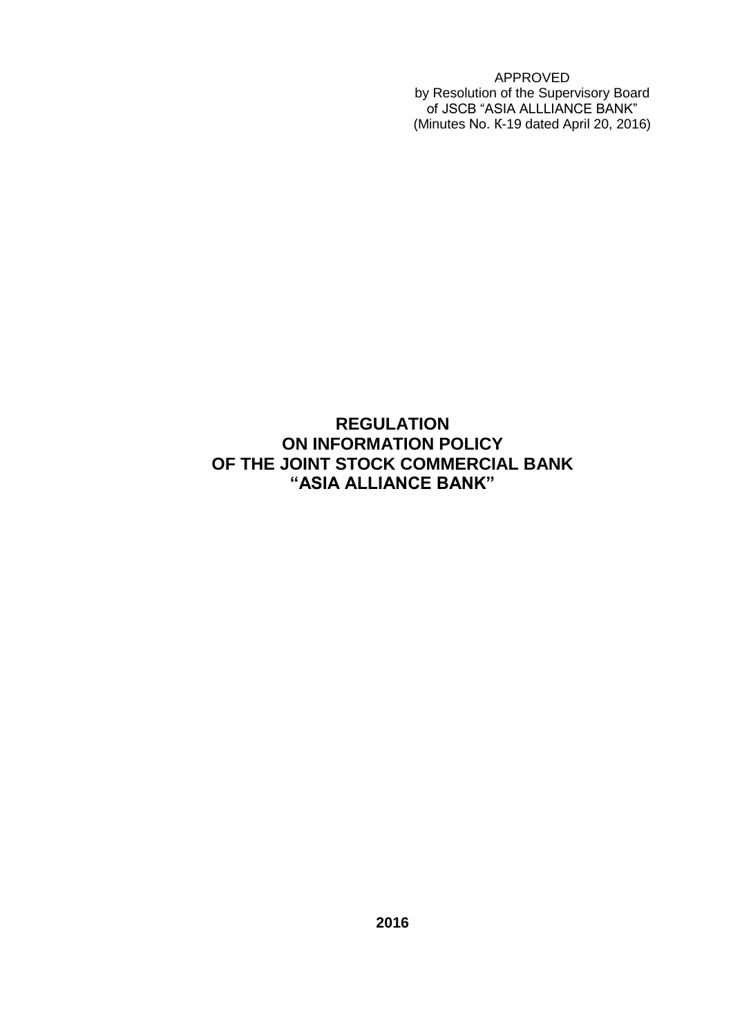APPROVED
by Resolution of the Supervisory Board
of JSCB "ASIA ALLLIANCE BANK"
(Minutes No. K-19 dated April 20, 2016)

# REGULATION
# ON INFORMATION POLICY
# OF THE JOINT STOCK COMMERCIAL BANK
# "ASIA ALLIANCE BANK"

**2016**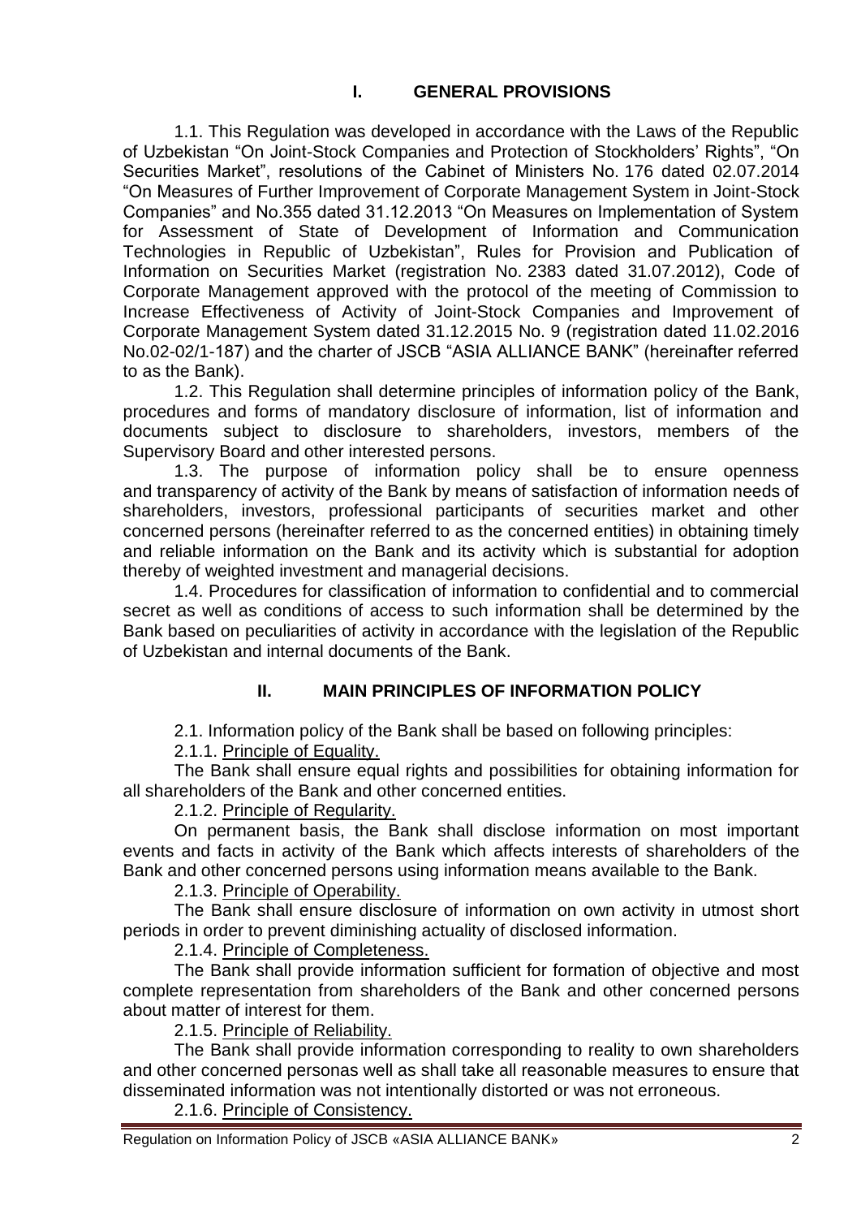## I. GENERAL PROVISIONS

1.1. This Regulation was developed in accordance with the Laws of the Republic of Uzbekistan "On Joint-Stock Companies and Protection of Stockholders' Rights", "On Securities Market", resolutions of the Cabinet of Ministers No. 176 dated 02.07.2014 "On Measures of Further Improvement of Corporate Management System in Joint-Stock Companies" and No.355 dated 31.12.2013 "On Measures on Implementation of System for Assessment of State of Development of Information and Communication Technologies in Republic of Uzbekistan", Rules for Provision and Publication of Information on Securities Market (registration No. 2383 dated 31.07.2012), Code of Corporate Management approved with the protocol of the meeting of Commission to Increase Effectiveness of Activity of Joint-Stock Companies and Improvement of Corporate Management System dated 31.12.2015 No. 9 (registration dated 11.02.2016 No.02-02/1-187) and the charter of JSCB "ASIA ALLIANCE BANK" (hereinafter referred to as the Bank).

1.2. This Regulation shall determine principles of information policy of the Bank, procedures and forms of mandatory disclosure of information, list of information and documents subject to disclosure to shareholders, investors, members of the Supervisory Board and other interested persons.

1.3. The purpose of information policy shall be to ensure openness and transparency of activity of the Bank by means of satisfaction of information needs of shareholders, investors, professional participants of securities market and other concerned persons (hereinafter referred to as the concerned entities) in obtaining timely and reliable information on the Bank and its activity which is substantial for adoption thereby of weighted investment and managerial decisions.

1.4. Procedures for classification of information to confidential and to commercial secret as well as conditions of access to such information shall be determined by the Bank based on peculiarities of activity in accordance with the legislation of the Republic of Uzbekistan and internal documents of the Bank.

## II. MAIN PRINCIPLES OF INFORMATION POLICY

2.1. Information policy of the Bank shall be based on following principles:

2.1.1. Principle of Equality.

The Bank shall ensure equal rights and possibilities for obtaining information for all shareholders of the Bank and other concerned entities.

2.1.2. Principle of Regularity.

On permanent basis, the Bank shall disclose information on most important events and facts in activity of the Bank which affects interests of shareholders of the Bank and other concerned persons using information means available to the Bank.

2.1.3. Principle of Operability.

The Bank shall ensure disclosure of information on own activity in utmost short periods in order to prevent diminishing actuality of disclosed information.

2.1.4. Principle of Completeness.

The Bank shall provide information sufficient for formation of objective and most complete representation from shareholders of the Bank and other concerned persons about matter of interest for them.

2.1.5. Principle of Reliability.

The Bank shall provide information corresponding to reality to own shareholders and other concerned personas well as shall take all reasonable measures to ensure that disseminated information was not intentionally distorted or was not erroneous.

2.1.6. Principle of Consistency.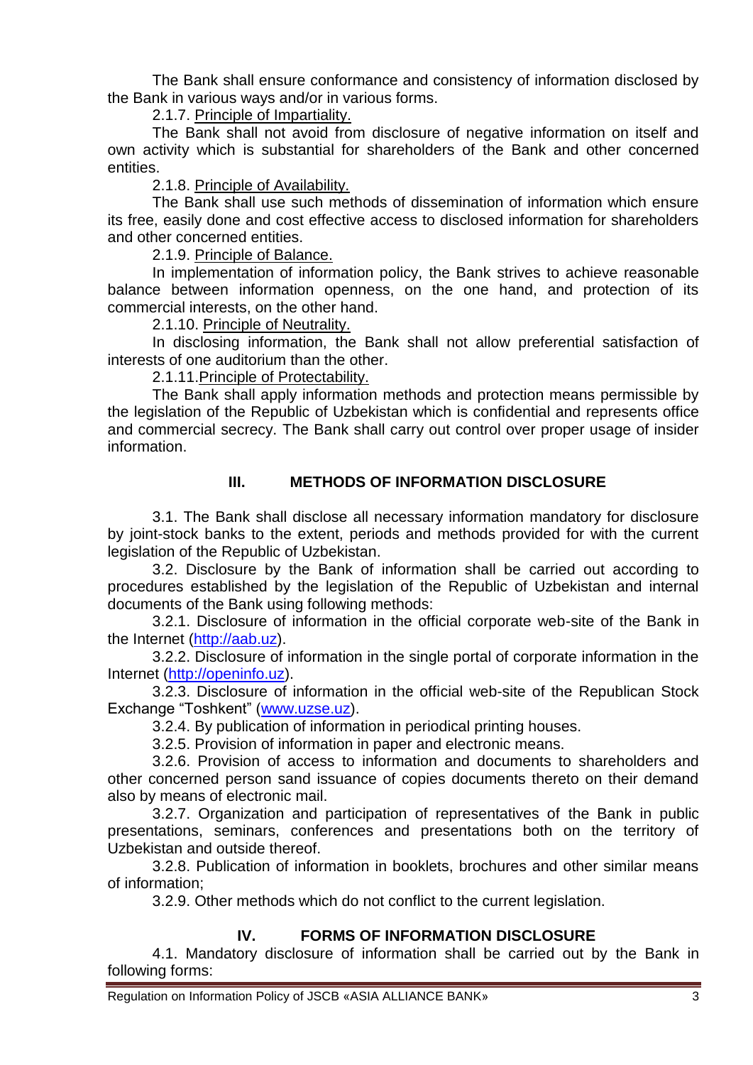The Bank shall ensure conformance and consistency of information disclosed by the Bank in various ways and/or in various forms.

2.1.7. Principle of Impartiality.

The Bank shall not avoid from disclosure of negative information on itself and own activity which is substantial for shareholders of the Bank and other concerned entities.

2.1.8. Principle of Availability.

The Bank shall use such methods of dissemination of information which ensure its free, easily done and cost effective access to disclosed information for shareholders and other concerned entities.

2.1.9. Principle of Balance.

In implementation of information policy, the Bank strives to achieve reasonable balance between information openness, on the one hand, and protection of its commercial interests, on the other hand.

2.1.10. Principle of Neutrality.

In disclosing information, the Bank shall not allow preferential satisfaction of interests of one auditorium than the other.

2.1.11.Principle of Protectability.

The Bank shall apply information methods and protection means permissible by the legislation of the Republic of Uzbekistan which is confidential and represents office and commercial secrecy. The Bank shall carry out control over proper usage of insider information.

## III. METHODS OF INFORMATION DISCLOSURE

3.1. The Bank shall disclose all necessary information mandatory for disclosure by joint-stock banks to the extent, periods and methods provided for with the current legislation of the Republic of Uzbekistan.

3.2. Disclosure by the Bank of information shall be carried out according to procedures established by the legislation of the Republic of Uzbekistan and internal documents of the Bank using following methods:

3.2.1. Disclosure of information in the official corporate web-site of the Bank in the Internet (http://aab.uz).

3.2.2. Disclosure of information in the single portal of corporate information in the Internet (http://openinfo.uz).

3.2.3. Disclosure of information in the official web-site of the Republican Stock Exchange "Toshkent" (www.uzse.uz).

3.2.4. By publication of information in periodical printing houses.

3.2.5. Provision of information in paper and electronic means.

3.2.6. Provision of access to information and documents to shareholders and other concerned person sand issuance of copies documents thereto on their demand also by means of electronic mail.

3.2.7. Organization and participation of representatives of the Bank in public presentations, seminars, conferences and presentations both on the territory of Uzbekistan and outside thereof.

3.2.8. Publication of information in booklets, brochures and other similar means of information;

3.2.9. Other methods which do not conflict to the current legislation.

## IV. FORMS OF INFORMATION DISCLOSURE

4.1. Mandatory disclosure of information shall be carried out by the Bank in following forms: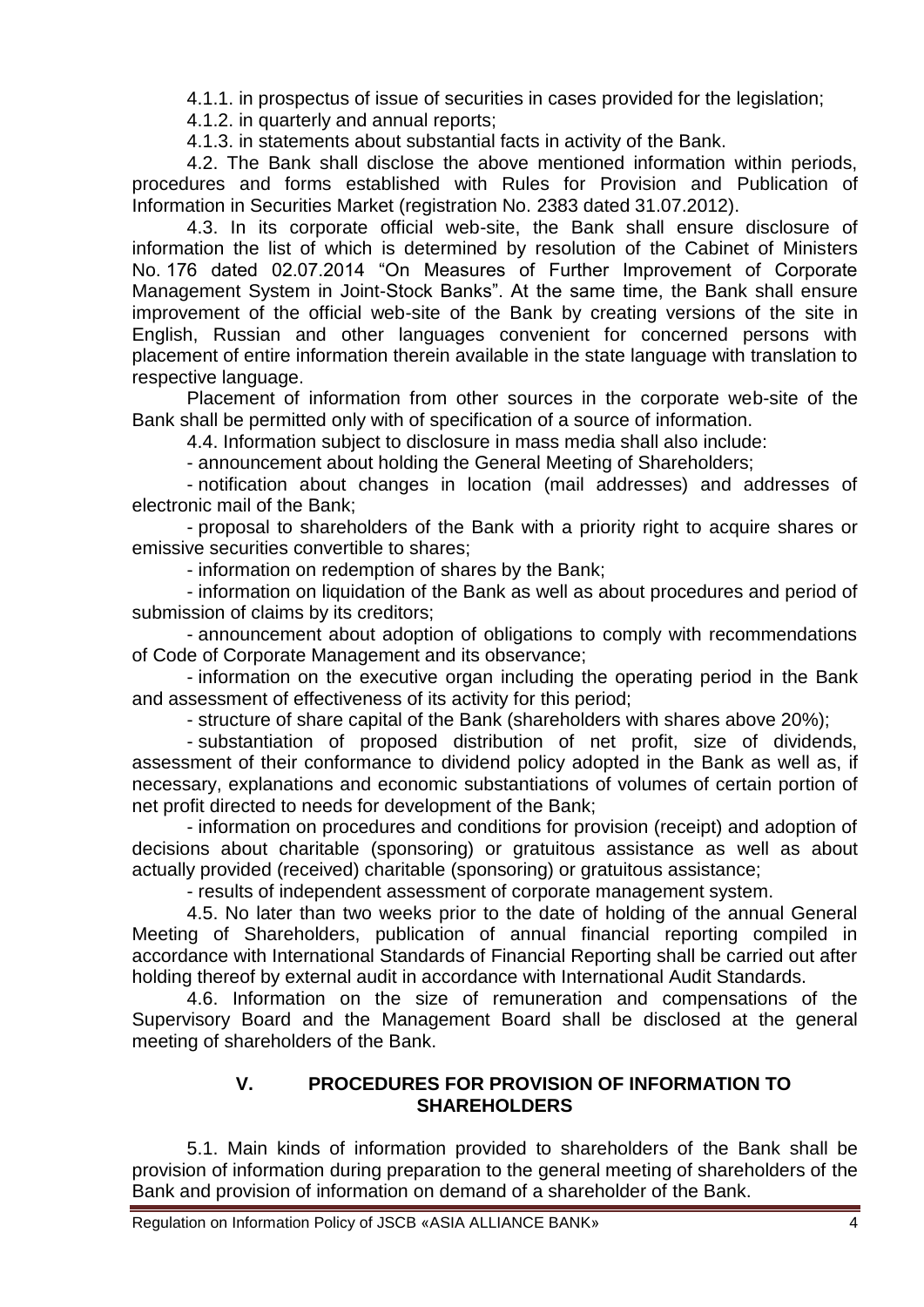4.1.1. in prospectus of issue of securities in cases provided for the legislation;

4.1.2. in quarterly and annual reports;

4.1.3. in statements about substantial facts in activity of the Bank.

4.2. The Bank shall disclose the above mentioned information within periods, procedures and forms established with Rules for Provision and Publication of Information in Securities Market (registration No. 2383 dated 31.07.2012).

4.3. In its corporate official web-site, the Bank shall ensure disclosure of information the list of which is determined by resolution of the Cabinet of Ministers No. 176 dated 02.07.2014 "On Measures of Further Improvement of Corporate Management System in Joint-Stock Banks". At the same time, the Bank shall ensure improvement of the official web-site of the Bank by creating versions of the site in English, Russian and other languages convenient for concerned persons with placement of entire information therein available in the state language with translation to respective language.

Placement of information from other sources in the corporate web-site of the Bank shall be permitted only with of specification of a source of information.

4.4. Information subject to disclosure in mass media shall also include:

- announcement about holding the General Meeting of Shareholders;
- notification about changes in location (mail addresses) and addresses of electronic mail of the Bank;
- proposal to shareholders of the Bank with a priority right to acquire shares or emissive securities convertible to shares;
- information on redemption of shares by the Bank;
- information on liquidation of the Bank as well as about procedures and period of submission of claims by its creditors;
- announcement about adoption of obligations to comply with recommendations of Code of Corporate Management and its observance;
- information on the executive organ including the operating period in the Bank and assessment of effectiveness of its activity for this period;
- structure of share capital of the Bank (shareholders with shares above 20%);
- substantiation of proposed distribution of net profit, size of dividends, assessment of their conformance to dividend policy adopted in the Bank as well as, if necessary, explanations and economic substantiations of volumes of certain portion of net profit directed to needs for development of the Bank;
- information on procedures and conditions for provision (receipt) and adoption of decisions about charitable (sponsoring) or gratuitous assistance as well as about actually provided (received) charitable (sponsoring) or gratuitous assistance;
- results of independent assessment of corporate management system.

4.5. No later than two weeks prior to the date of holding of the annual General Meeting of Shareholders, publication of annual financial reporting compiled in accordance with International Standards of Financial Reporting shall be carried out after holding thereof by external audit in accordance with International Audit Standards.

4.6. Information on the size of remuneration and compensations of the Supervisory Board and the Management Board shall be disclosed at the general meeting of shareholders of the Bank.

## V. PROCEDURES FOR PROVISION OF INFORMATION TO SHAREHOLDERS

5.1. Main kinds of information provided to shareholders of the Bank shall be provision of information during preparation to the general meeting of shareholders of the Bank and provision of information on demand of a shareholder of the Bank.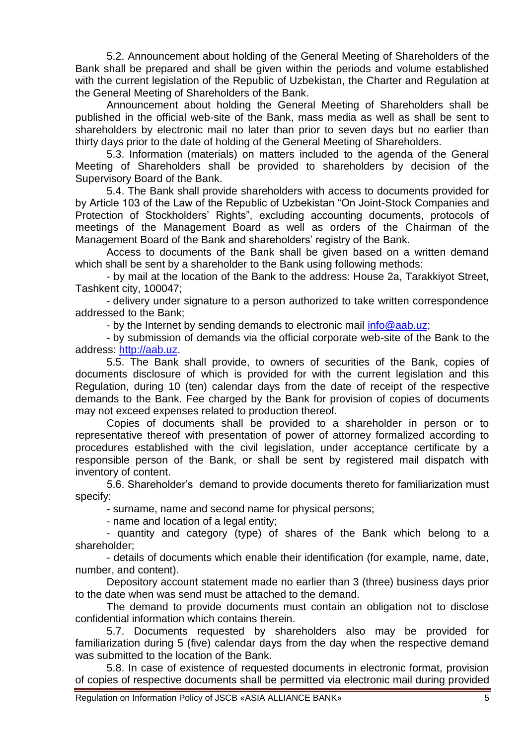5.2. Announcement about holding of the General Meeting of Shareholders of the Bank shall be prepared and shall be given within the periods and volume established with the current legislation of the Republic of Uzbekistan, the Charter and Regulation at the General Meeting of Shareholders of the Bank.

Announcement about holding the General Meeting of Shareholders shall be published in the official web-site of the Bank, mass media as well as shall be sent to shareholders by electronic mail no later than prior to seven days but no earlier than thirty days prior to the date of holding of the General Meeting of Shareholders.

5.3. Information (materials) on matters included to the agenda of the General Meeting of Shareholders shall be provided to shareholders by decision of the Supervisory Board of the Bank.

5.4. The Bank shall provide shareholders with access to documents provided for by Article 103 of the Law of the Republic of Uzbekistan "On Joint-Stock Companies and Protection of Stockholders' Rights", excluding accounting documents, protocols of meetings of the Management Board as well as orders of the Chairman of the Management Board of the Bank and shareholders' registry of the Bank.

Access to documents of the Bank shall be given based on a written demand which shall be sent by a shareholder to the Bank using following methods:

- by mail at the location of the Bank to the address: House 2a, Tarakkiyot Street, Tashkent city, 100047;
- delivery under signature to a person authorized to take written correspondence addressed to the Bank;
- by the Internet by sending demands to electronic mail [info@aab.uz](mailto:info@aab.uz);
- by submission of demands via the official corporate web-site of the Bank to the address: [http://aab.uz](http://aab.uz).

5.5. The Bank shall provide, to owners of securities of the Bank, copies of documents disclosure of which is provided for with the current legislation and this Regulation, during 10 (ten) calendar days from the date of receipt of the respective demands to the Bank. Fee charged by the Bank for provision of copies of documents may not exceed expenses related to production thereof.

Copies of documents shall be provided to a shareholder in person or to representative thereof with presentation of power of attorney formalized according to procedures established with the civil legislation, under acceptance certificate by a responsible person of the Bank, or shall be sent by registered mail dispatch with inventory of content.

5.6. Shareholder's demand to provide documents thereto for familiarization must specify:

- surname, name and second name for physical persons;
- name and location of a legal entity;
- quantity and category (type) of shares of the Bank which belong to a shareholder;
- details of documents which enable their identification (for example, name, date, number, and content).

Depository account statement made no earlier than 3 (three) business days prior to the date when was send must be attached to the demand.

The demand to provide documents must contain an obligation not to disclose confidential information which contains therein.

5.7. Documents requested by shareholders also may be provided for familiarization during 5 (five) calendar days from the day when the respective demand was submitted to the location of the Bank.

5.8. In case of existence of requested documents in electronic format, provision of copies of respective documents shall be permitted via electronic mail during provided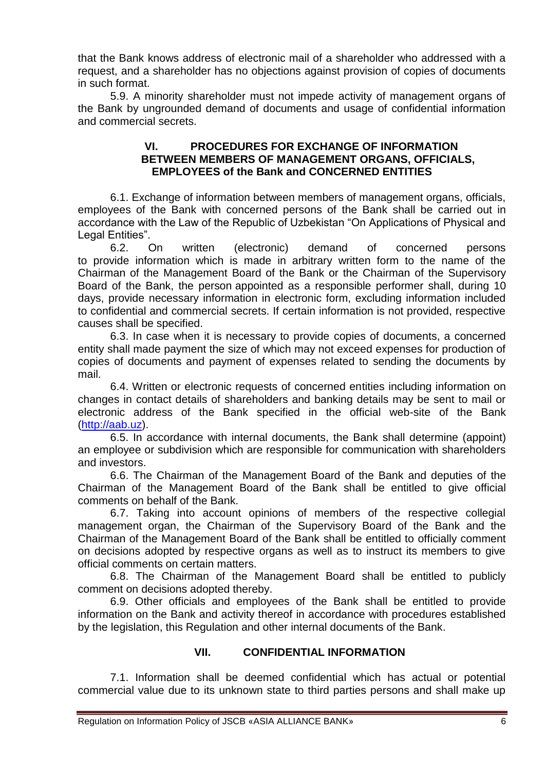that the Bank knows address of electronic mail of a shareholder who addressed with a request, and a shareholder has no objections against provision of copies of documents in such format.

5.9. A minority shareholder must not impede activity of management organs of the Bank by ungrounded demand of documents and usage of confidential information and commercial secrets.

## VI. PROCEDURES FOR EXCHANGE OF INFORMATION BETWEEN MEMBERS OF MANAGEMENT ORGANS, OFFICIALS, EMPLOYEES of the Bank and CONCERNED ENTITIES

6.1. Exchange of information between members of management organs, officials, employees of the Bank with concerned persons of the Bank shall be carried out in accordance with the Law of the Republic of Uzbekistan "On Applications of Physical and Legal Entities".

6.2. On written (electronic) demand of concerned persons to provide information which is made in arbitrary written form to the name of the Chairman of the Management Board of the Bank or the Chairman of the Supervisory Board of the Bank, the person appointed as a responsible performer shall, during 10 days, provide necessary information in electronic form, excluding information included to confidential and commercial secrets. If certain information is not provided, respective causes shall be specified.

6.3. In case when it is necessary to provide copies of documents, a concerned entity shall made payment the size of which may not exceed expenses for production of copies of documents and payment of expenses related to sending the documents by mail.

6.4. Written or electronic requests of concerned entities including information on changes in contact details of shareholders and banking details may be sent to mail or electronic address of the Bank specified in the official web-site of the Bank (http://aab.uz).

6.5. In accordance with internal documents, the Bank shall determine (appoint) an employee or subdivision which are responsible for communication with shareholders and investors.

6.6. The Chairman of the Management Board of the Bank and deputies of the Chairman of the Management Board of the Bank shall be entitled to give official comments on behalf of the Bank.

6.7. Taking into account opinions of members of the respective collegial management organ, the Chairman of the Supervisory Board of the Bank and the Chairman of the Management Board of the Bank shall be entitled to officially comment on decisions adopted by respective organs as well as to instruct its members to give official comments on certain matters.

6.8. The Chairman of the Management Board shall be entitled to publicly comment on decisions adopted thereby.

6.9. Other officials and employees of the Bank shall be entitled to provide information on the Bank and activity thereof in accordance with procedures established by the legislation, this Regulation and other internal documents of the Bank.

## VII. CONFIDENTIAL INFORMATION

7.1. Information shall be deemed confidential which has actual or potential commercial value due to its unknown state to third parties persons and shall make up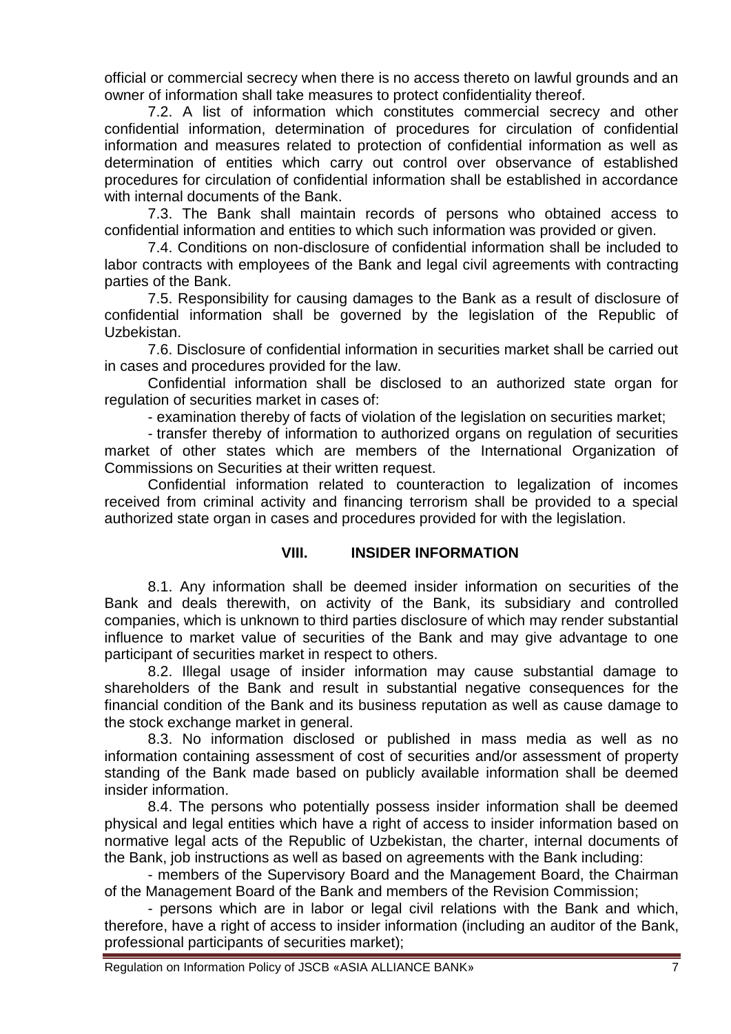official or commercial secrecy when there is no access thereto on lawful grounds and an owner of information shall take measures to protect confidentiality thereof.

7.2. A list of information which constitutes commercial secrecy and other confidential information, determination of procedures for circulation of confidential information and measures related to protection of confidential information as well as determination of entities which carry out control over observance of established procedures for circulation of confidential information shall be established in accordance with internal documents of the Bank.

7.3. The Bank shall maintain records of persons who obtained access to confidential information and entities to which such information was provided or given.

7.4. Conditions on non-disclosure of confidential information shall be included to labor contracts with employees of the Bank and legal civil agreements with contracting parties of the Bank.

7.5. Responsibility for causing damages to the Bank as a result of disclosure of confidential information shall be governed by the legislation of the Republic of Uzbekistan.

7.6. Disclosure of confidential information in securities market shall be carried out in cases and procedures provided for the law.

Confidential information shall be disclosed to an authorized state organ for regulation of securities market in cases of:

- examination thereby of facts of violation of the legislation on securities market;
- transfer thereby of information to authorized organs on regulation of securities market of other states which are members of the International Organization of Commissions on Securities at their written request.

Confidential information related to counteraction to legalization of incomes received from criminal activity and financing terrorism shall be provided to a special authorized state organ in cases and procedures provided for with the legislation.

## VIII. INSIDER INFORMATION

8.1. Any information shall be deemed insider information on securities of the Bank and deals therewith, on activity of the Bank, its subsidiary and controlled companies, which is unknown to third parties disclosure of which may render substantial influence to market value of securities of the Bank and may give advantage to one participant of securities market in respect to others.

8.2. Illegal usage of insider information may cause substantial damage to shareholders of the Bank and result in substantial negative consequences for the financial condition of the Bank and its business reputation as well as cause damage to the stock exchange market in general.

8.3. No information disclosed or published in mass media as well as no information containing assessment of cost of securities and/or assessment of property standing of the Bank made based on publicly available information shall be deemed insider information.

8.4. The persons who potentially possess insider information shall be deemed physical and legal entities which have a right of access to insider information based on normative legal acts of the Republic of Uzbekistan, the charter, internal documents of the Bank, job instructions as well as based on agreements with the Bank including:

- members of the Supervisory Board and the Management Board, the Chairman of the Management Board of the Bank and members of the Revision Commission;
- persons which are in labor or legal civil relations with the Bank and which, therefore, have a right of access to insider information (including an auditor of the Bank, professional participants of securities market);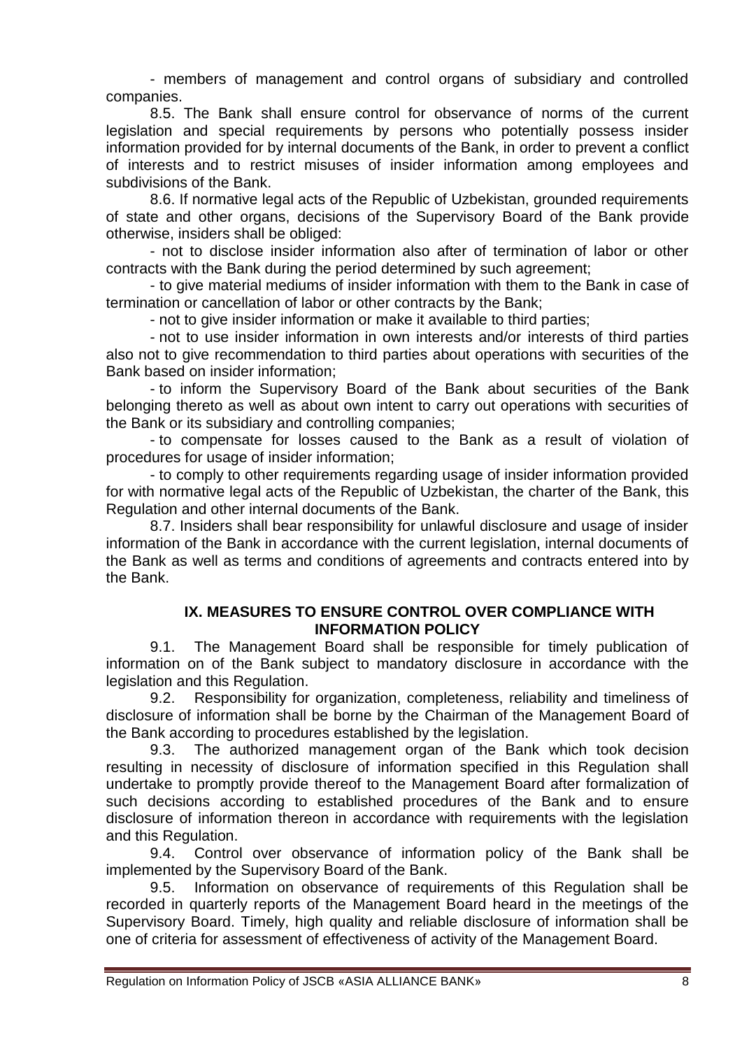- members of management and control organs of subsidiary and controlled companies.

8.5. The Bank shall ensure control for observance of norms of the current legislation and special requirements by persons who potentially possess insider information provided for by internal documents of the Bank, in order to prevent a conflict of interests and to restrict misuses of insider information among employees and subdivisions of the Bank.

8.6. If normative legal acts of the Republic of Uzbekistan, grounded requirements of state and other organs, decisions of the Supervisory Board of the Bank provide otherwise, insiders shall be obliged:

- not to disclose insider information also after of termination of labor or other contracts with the Bank during the period determined by such agreement;
- to give material mediums of insider information with them to the Bank in case of termination or cancellation of labor or other contracts by the Bank;
- not to give insider information or make it available to third parties;
- not to use insider information in own interests and/or interests of third parties also not to give recommendation to third parties about operations with securities of the Bank based on insider information;
- to inform the Supervisory Board of the Bank about securities of the Bank belonging thereto as well as about own intent to carry out operations with securities of the Bank or its subsidiary and controlling companies;
- to compensate for losses caused to the Bank as a result of violation of procedures for usage of insider information;
- to comply to other requirements regarding usage of insider information provided for with normative legal acts of the Republic of Uzbekistan, the charter of the Bank, this Regulation and other internal documents of the Bank.

8.7. Insiders shall bear responsibility for unlawful disclosure and usage of insider information of the Bank in accordance with the current legislation, internal documents of the Bank as well as terms and conditions of agreements and contracts entered into by the Bank.

## IX. MEASURES TO ENSURE CONTROL OVER COMPLIANCE WITH INFORMATION POLICY

9.1. The Management Board shall be responsible for timely publication of information on of the Bank subject to mandatory disclosure in accordance with the legislation and this Regulation.

9.2. Responsibility for organization, completeness, reliability and timeliness of disclosure of information shall be borne by the Chairman of the Management Board of the Bank according to procedures established by the legislation.

9.3. The authorized management organ of the Bank which took decision resulting in necessity of disclosure of information specified in this Regulation shall undertake to promptly provide thereof to the Management Board after formalization of such decisions according to established procedures of the Bank and to ensure disclosure of information thereon in accordance with requirements with the legislation and this Regulation.

9.4. Control over observance of information policy of the Bank shall be implemented by the Supervisory Board of the Bank.

9.5. Information on observance of requirements of this Regulation shall be recorded in quarterly reports of the Management Board heard in the meetings of the Supervisory Board. Timely, high quality and reliable disclosure of information shall be one of criteria for assessment of effectiveness of activity of the Management Board.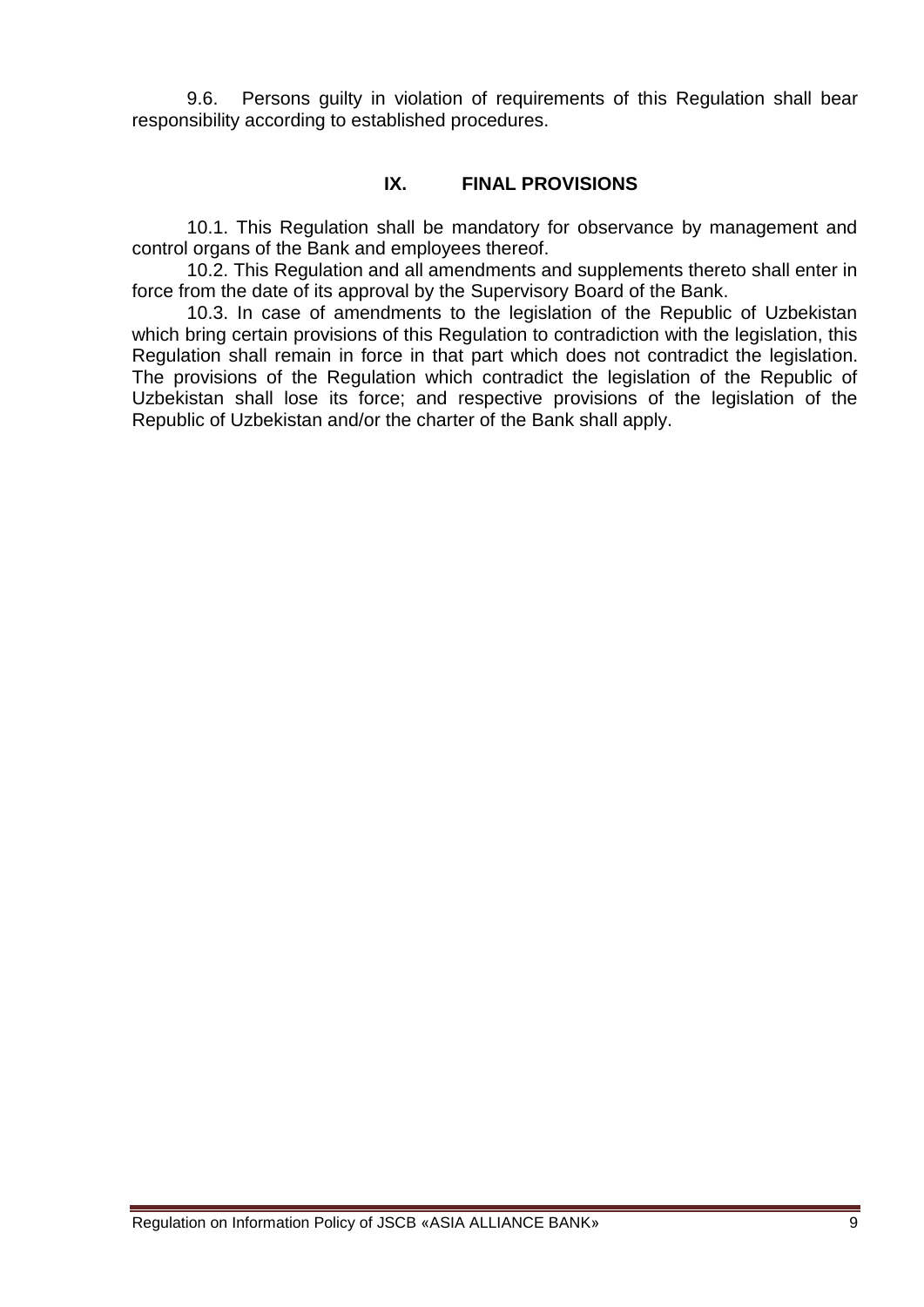9.6. Persons guilty in violation of requirements of this Regulation shall bear responsibility according to established procedures.

## IX. FINAL PROVISIONS

10.1. This Regulation shall be mandatory for observance by management and control organs of the Bank and employees thereof.

10.2. This Regulation and all amendments and supplements thereto shall enter in force from the date of its approval by the Supervisory Board of the Bank.

10.3. In case of amendments to the legislation of the Republic of Uzbekistan which bring certain provisions of this Regulation to contradiction with the legislation, this Regulation shall remain in force in that part which does not contradict the legislation. The provisions of the Regulation which contradict the legislation of the Republic of Uzbekistan shall lose its force; and respective provisions of the legislation of the Republic of Uzbekistan and/or the charter of the Bank shall apply.